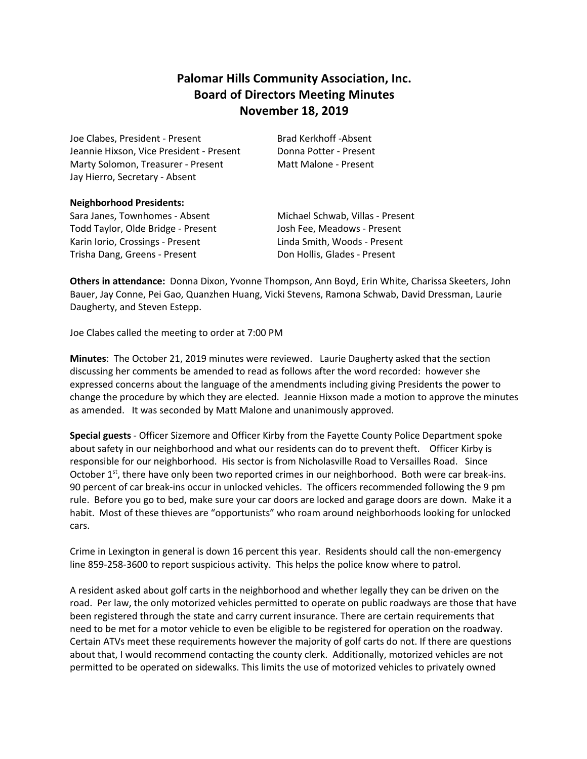# Palomar Hills Community Association, Inc.
## Board of Directors Meeting Minutes
## November 18, 2019

Joe Clabes, President - Present
Jeannie Hixson, Vice President - Present
Marty Solomon, Treasurer - Present
Jay Hierro, Secretary - Absent
Brad Kerkhoff -Absent
Donna Potter - Present
Matt Malone - Present

**Neighborhood Presidents:**

Sara Janes, Townhomes - Absent
Todd Taylor, Olde Bridge - Present
Karin Iorio, Crossings - Present
Trisha Dang, Greens - Present
Michael Schwab, Villas - Present
Josh Fee, Meadows - Present
Linda Smith, Woods - Present
Don Hollis, Glades - Present

**Others in attendance:** Donna Dixon, Yvonne Thompson, Ann Boyd, Erin White, Charissa Skeeters, John Bauer, Jay Conne, Pei Gao, Quanzhen Huang, Vicki Stevens, Ramona Schwab, David Dressman, Laurie Daugherty, and Steven Estepp.

Joe Clabes called the meeting to order at 7:00 PM

**Minutes**: The October 21, 2019 minutes were reviewed. Laurie Daugherty asked that the section discussing her comments be amended to read as follows after the word recorded: however she expressed concerns about the language of the amendments including giving Presidents the power to change the procedure by which they are elected. Jeannie Hixson made a motion to approve the minutes as amended. It was seconded by Matt Malone and unanimously approved.

**Special guests** - Officer Sizemore and Officer Kirby from the Fayette County Police Department spoke about safety in our neighborhood and what our residents can do to prevent theft. Officer Kirby is responsible for our neighborhood. His sector is from Nicholasville Road to Versailles Road. Since October 1st, there have only been two reported crimes in our neighborhood. Both were car break-ins. 90 percent of car break-ins occur in unlocked vehicles. The officers recommended following the 9 pm rule. Before you go to bed, make sure your car doors are locked and garage doors are down. Make it a habit. Most of these thieves are "opportunists" who roam around neighborhoods looking for unlocked cars.

Crime in Lexington in general is down 16 percent this year. Residents should call the non-emergency line 859-258-3600 to report suspicious activity. This helps the police know where to patrol.

A resident asked about golf carts in the neighborhood and whether legally they can be driven on the road. Per law, the only motorized vehicles permitted to operate on public roadways are those that have been registered through the state and carry current insurance. There are certain requirements that need to be met for a motor vehicle to even be eligible to be registered for operation on the roadway. Certain ATVs meet these requirements however the majority of golf carts do not. If there are questions about that, I would recommend contacting the county clerk. Additionally, motorized vehicles are not permitted to be operated on sidewalks. This limits the use of motorized vehicles to privately owned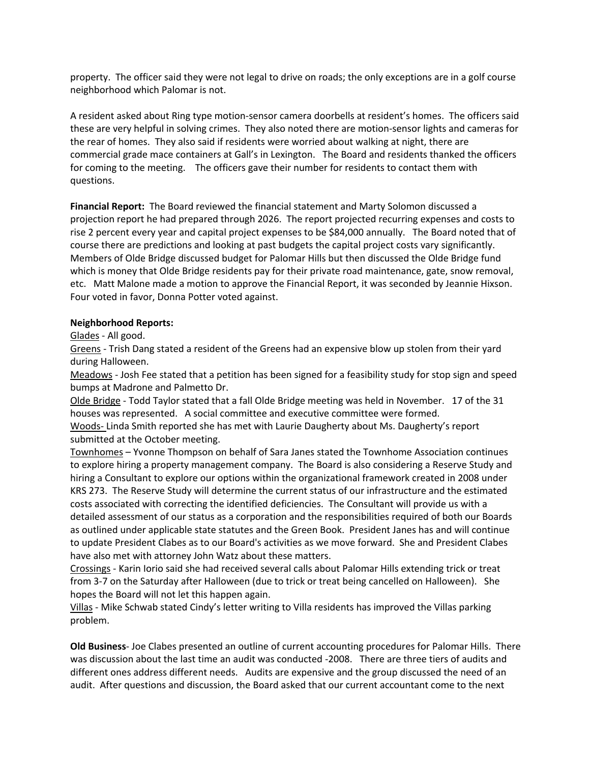property. The officer said they were not legal to drive on roads; the only exceptions are in a golf course neighborhood which Palomar is not.

A resident asked about Ring type motion-sensor camera doorbells at resident's homes. The officers said these are very helpful in solving crimes. They also noted there are motion-sensor lights and cameras for the rear of homes. They also said if residents were worried about walking at night, there are commercial grade mace containers at Gall's in Lexington. The Board and residents thanked the officers for coming to the meeting. The officers gave their number for residents to contact them with questions.

**Financial Report:** The Board reviewed the financial statement and Marty Solomon discussed a projection report he had prepared through 2026. The report projected recurring expenses and costs to rise 2 percent every year and capital project expenses to be $84,000 annually. The Board noted that of course there are predictions and looking at past budgets the capital project costs vary significantly. Members of Olde Bridge discussed budget for Palomar Hills but then discussed the Olde Bridge fund which is money that Olde Bridge residents pay for their private road maintenance, gate, snow removal, etc. Matt Malone made a motion to approve the Financial Report, it was seconded by Jeannie Hixson. Four voted in favor, Donna Potter voted against.

**Neighborhood Reports:**

<u>Glades</u> - All good.

<u>Greens</u> - Trish Dang stated a resident of the Greens had an expensive blow up stolen from their yard during Halloween.

<u>Meadows</u> - Josh Fee stated that a petition has been signed for a feasibility study for stop sign and speed bumps at Madrone and Palmetto Dr.

<u>Olde Bridge</u> - Todd Taylor stated that a fall Olde Bridge meeting was held in November. 17 of the 31 houses was represented. A social committee and executive committee were formed.

<u>Woods-</u> Linda Smith reported she has met with Laurie Daugherty about Ms. Daugherty's report submitted at the October meeting.

<u>Townhomes</u> – Yvonne Thompson on behalf of Sara Janes stated the Townhome Association continues to explore hiring a property management company. The Board is also considering a Reserve Study and hiring a Consultant to explore our options within the organizational framework created in 2008 under KRS 273. The Reserve Study will determine the current status of our infrastructure and the estimated costs associated with correcting the identified deficiencies. The Consultant will provide us with a detailed assessment of our status as a corporation and the responsibilities required of both our Boards as outlined under applicable state statutes and the Green Book. President Janes has and will continue to update President Clabes as to our Board's activities as we move forward. She and President Clabes have also met with attorney John Watz about these matters.

<u>Crossings</u> - Karin Iorio said she had received several calls about Palomar Hills extending trick or treat from 3-7 on the Saturday after Halloween (due to trick or treat being cancelled on Halloween). She hopes the Board will not let this happen again.

<u>Villas</u> - Mike Schwab stated Cindy's letter writing to Villa residents has improved the Villas parking problem.

**Old Business**- Joe Clabes presented an outline of current accounting procedures for Palomar Hills. There was discussion about the last time an audit was conducted -2008. There are three tiers of audits and different ones address different needs. Audits are expensive and the group discussed the need of an audit. After questions and discussion, the Board asked that our current accountant come to the next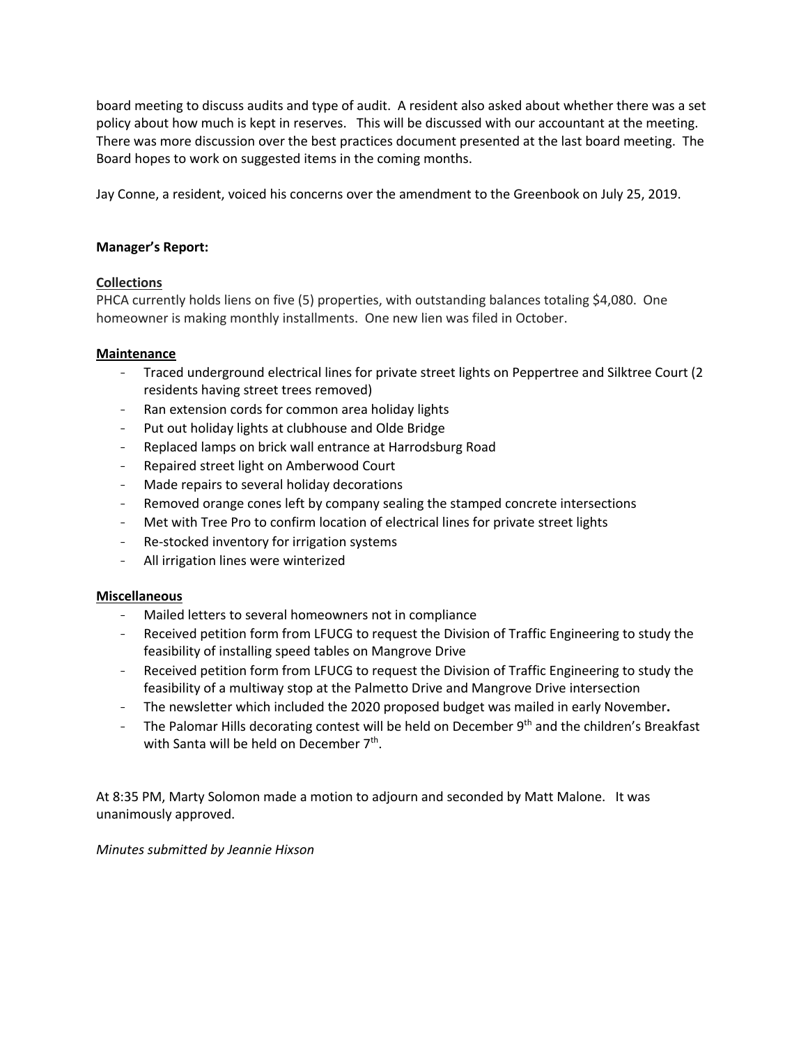board meeting to discuss audits and type of audit. A resident also asked about whether there was a set policy about how much is kept in reserves. This will be discussed with our accountant at the meeting. There was more discussion over the best practices document presented at the last board meeting. The Board hopes to work on suggested items in the coming months.

Jay Conne, a resident, voiced his concerns over the amendment to the Greenbook on July 25, 2019.

**Manager's Report:**

**Collections**

PHCA currently holds liens on five (5) properties, with outstanding balances totaling $4,080. One homeowner is making monthly installments. One new lien was filed in October.

**Maintenance**

- Traced underground electrical lines for private street lights on Peppertree and Silktree Court (2 residents having street trees removed)
- Ran extension cords for common area holiday lights
- Put out holiday lights at clubhouse and Olde Bridge
- Replaced lamps on brick wall entrance at Harrodsburg Road
- Repaired street light on Amberwood Court
- Made repairs to several holiday decorations
- Removed orange cones left by company sealing the stamped concrete intersections
- Met with Tree Pro to confirm location of electrical lines for private street lights
- Re-stocked inventory for irrigation systems
- All irrigation lines were winterized

**Miscellaneous**

- Mailed letters to several homeowners not in compliance
- Received petition form from LFUCG to request the Division of Traffic Engineering to study the feasibility of installing speed tables on Mangrove Drive
- Received petition form from LFUCG to request the Division of Traffic Engineering to study the feasibility of a multiway stop at the Palmetto Drive and Mangrove Drive intersection
- The newsletter which included the 2020 proposed budget was mailed in early November.
- The Palomar Hills decorating contest will be held on December 9th and the children's Breakfast with Santa will be held on December 7th.

At 8:35 PM, Marty Solomon made a motion to adjourn and seconded by Matt Malone. It was unanimously approved.

*Minutes submitted by Jeannie Hixson*